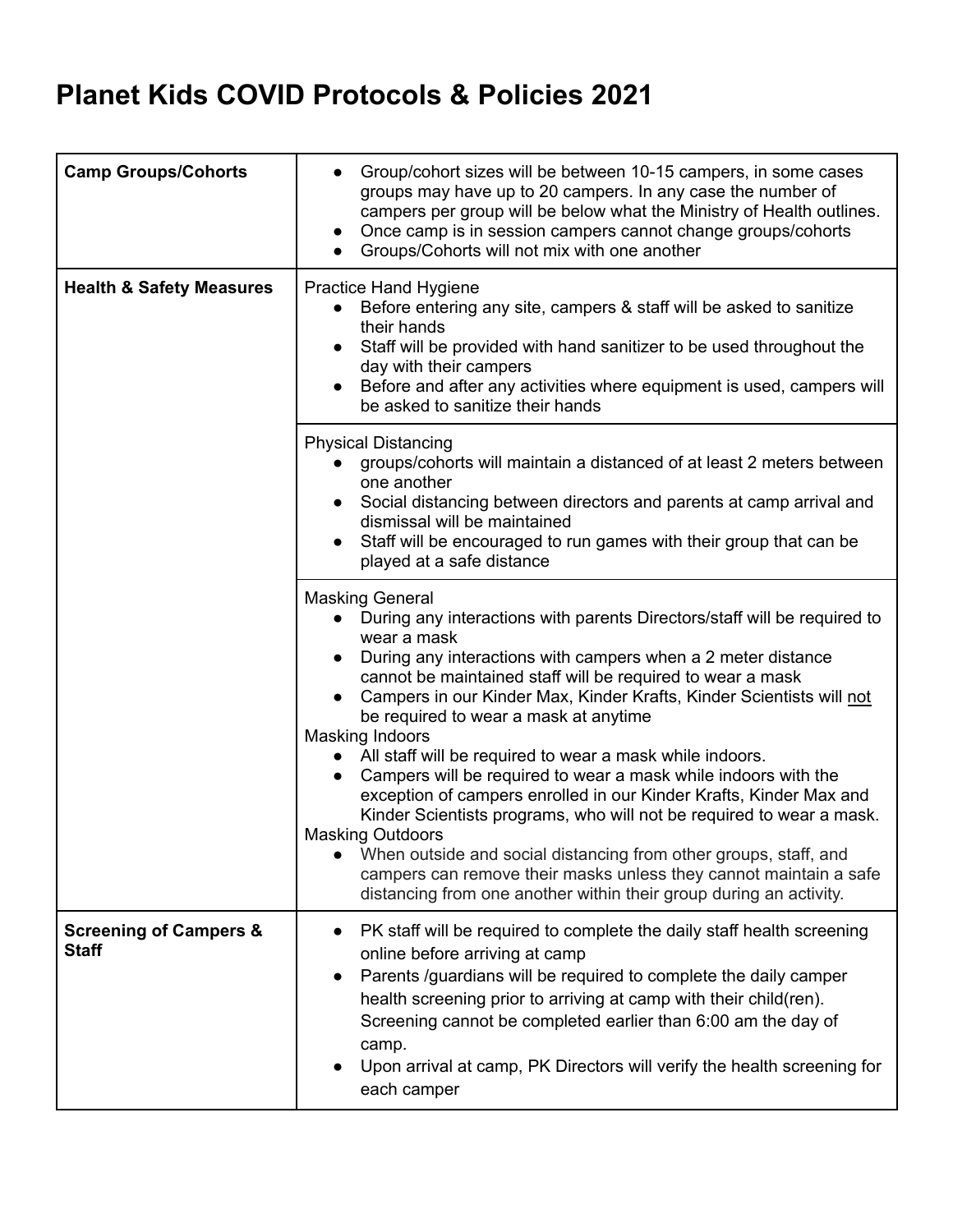# Planet Kids COVID Protocols & Policies 2021

| | |
|---|---|
| **Camp Groups/Cohorts** | ● Group/cohort sizes will be between 10-15 campers, in some cases groups may have up to 20 campers. In any case the number of campers per group will be below what the Ministry of Health outlines.<br>● Once camp is in session campers cannot change groups/cohorts<br>● Groups/Cohorts will not mix with one another |
| **Health & Safety Measures** | Practice Hand Hygiene<br>● Before entering any site, campers & staff will be asked to sanitize their hands<br>● Staff will be provided with hand sanitizer to be used throughout the day with their campers<br>● Before and after any activities where equipment is used, campers will be asked to sanitize their hands |
| | Physical Distancing<br>● groups/cohorts will maintain a distanced of at least 2 meters between one another<br>● Social distancing between directors and parents at camp arrival and dismissal will be maintained<br>● Staff will be encouraged to run games with their group that can be played at a safe distance |
| | Masking General<br>● During any interactions with parents Directors/staff will be required to wear a mask<br>● During any interactions with campers when a 2 meter distance cannot be maintained staff will be required to wear a mask<br>● Campers in our Kinder Max, Kinder Krafts, Kinder Scientists will <u>not</u> be required to wear a mask at anytime<br>Masking Indoors<br>● All staff will be required to wear a mask while indoors.<br>● Campers will be required to wear a mask while indoors with the exception of campers enrolled in our Kinder Krafts, Kinder Max and Kinder Scientists programs, who will not be required to wear a mask.<br>Masking Outdoors<br>● When outside and social distancing from other groups, staff, and campers can remove their masks unless they cannot maintain a safe distancing from one another within their group during an activity. |
| **Screening of Campers & Staff** | ● PK staff will be required to complete the daily staff health screening online before arriving at camp<br>● Parents /guardians will be required to complete the daily camper health screening prior to arriving at camp with their child(ren). Screening cannot be completed earlier than 6:00 am the day of camp.<br>● Upon arrival at camp, PK Directors will verify the health screening for each camper |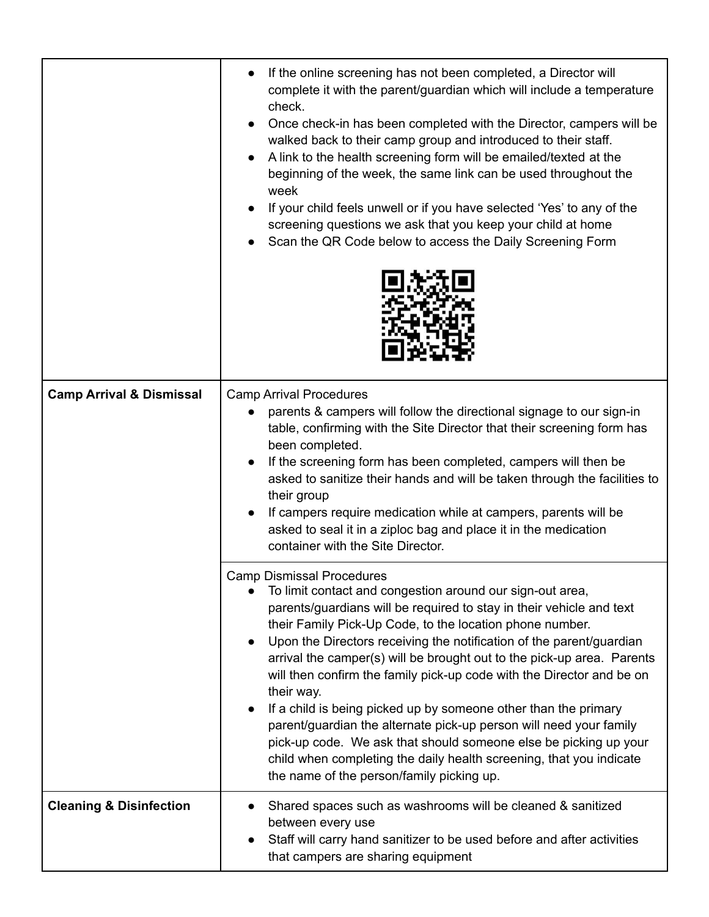| | |
|---|---|
| | • If the online screening has not been completed, a Director will complete it with the parent/guardian which will include a temperature check.<br>• Once check-in has been completed with the Director, campers will be walked back to their camp group and introduced to their staff.<br>• A link to the health screening form will be emailed/texted at the beginning of the week, the same link can be used throughout the week<br>• If your child feels unwell or if you have selected 'Yes' to any of the screening questions we ask that you keep your child at home<br>• Scan the QR Code below to access the Daily Screening Form |
| **Camp Arrival & Dismissal** | Camp Arrival Procedures<br>• parents & campers will follow the directional signage to our sign-in table, confirming with the Site Director that their screening form has been completed.<br>• If the screening form has been completed, campers will then be asked to sanitize their hands and will be taken through the facilities to their group<br>• If campers require medication while at campers, parents will be asked to seal it in a ziploc bag and place it in the medication container with the Site Director. |
| | Camp Dismissal Procedures<br>• To limit contact and congestion around our sign-out area, parents/guardians will be required to stay in their vehicle and text their Family Pick-Up Code, to the location phone number.<br>• Upon the Directors receiving the notification of the parent/guardian arrival the camper(s) will be brought out to the pick-up area. Parents will then confirm the family pick-up code with the Director and be on their way.<br>• If a child is being picked up by someone other than the primary parent/guardian the alternate pick-up person will need your family pick-up code. We ask that should someone else be picking up your child when completing the daily health screening, that you indicate the name of the person/family picking up. |
| **Cleaning & Disinfection** | • Shared spaces such as washrooms will be cleaned & sanitized between every use<br>• Staff will carry hand sanitizer to be used before and after activities that campers are sharing equipment |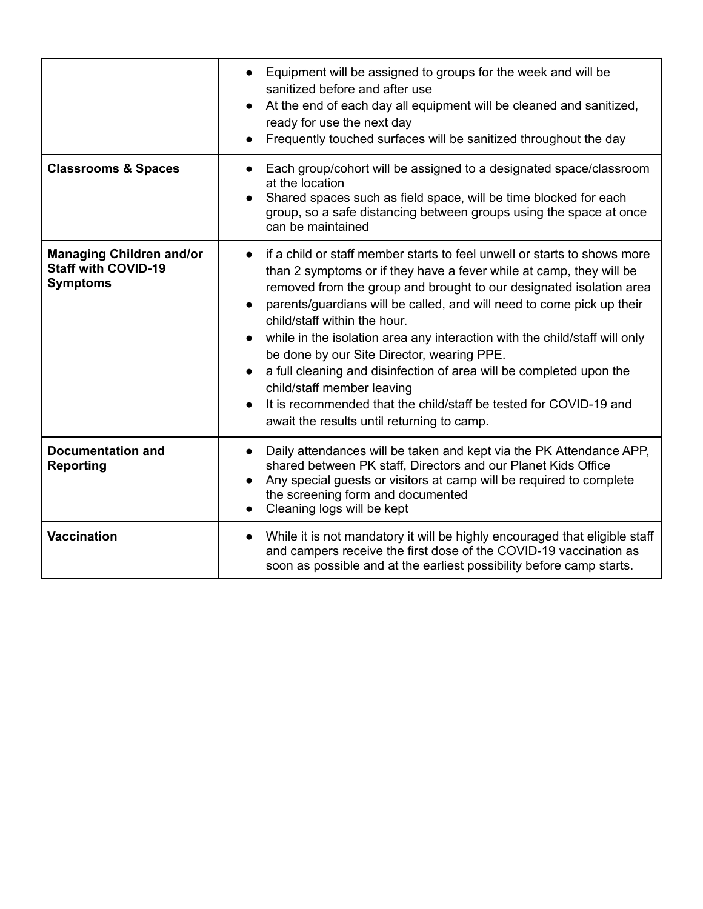| | |
|---|---|
| | • Equipment will be assigned to groups for the week and will be sanitized before and after use<br>• At the end of each day all equipment will be cleaned and sanitized, ready for use the next day<br>• Frequently touched surfaces will be sanitized throughout the day |
| **Classrooms & Spaces** | • Each group/cohort will be assigned to a designated space/classroom at the location<br>• Shared spaces such as field space, will be time blocked for each group, so a safe distancing between groups using the space at once can be maintained |
| **Managing Children and/or Staff with COVID-19 Symptoms** | • if a child or staff member starts to feel unwell or starts to shows more than 2 symptoms or if they have a fever while at camp, they will be removed from the group and brought to our designated isolation area<br>• parents/guardians will be called, and will need to come pick up their child/staff within the hour.<br>• while in the isolation area any interaction with the child/staff will only be done by our Site Director, wearing PPE.<br>• a full cleaning and disinfection of area will be completed upon the child/staff member leaving<br>• It is recommended that the child/staff be tested for COVID-19 and await the results until returning to camp. |
| **Documentation and Reporting** | • Daily attendances will be taken and kept via the PK Attendance APP, shared between PK staff, Directors and our Planet Kids Office<br>• Any special guests or visitors at camp will be required to complete the screening form and documented<br>• Cleaning logs will be kept |
| **Vaccination** | • While it is not mandatory it will be highly encouraged that eligible staff and campers receive the first dose of the COVID-19 vaccination as soon as possible and at the earliest possibility before camp starts. |